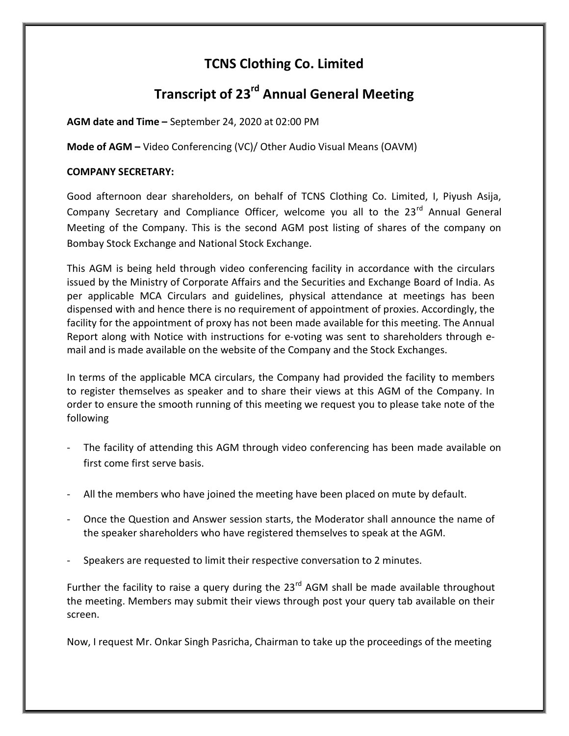# TCNS Clothing Co. Limited

# Transcript of 23rd Annual General Meeting

**AGM date and Time –** September 24, 2020 at 02:00 PM

**Mode of AGM –** Video Conferencing (VC)/ Other Audio Visual Means (OAVM)

**COMPANY SECRETARY:**

Good afternoon dear shareholders, on behalf of TCNS Clothing Co. Limited, I, Piyush Asija, Company Secretary and Compliance Officer, welcome you all to the 23rd Annual General Meeting of the Company. This is the second AGM post listing of shares of the company on Bombay Stock Exchange and National Stock Exchange.

This AGM is being held through video conferencing facility in accordance with the circulars issued by the Ministry of Corporate Affairs and the Securities and Exchange Board of India. As per applicable MCA Circulars and guidelines, physical attendance at meetings has been dispensed with and hence there is no requirement of appointment of proxies. Accordingly, the facility for the appointment of proxy has not been made available for this meeting. The Annual Report along with Notice with instructions for e-voting was sent to shareholders through e-mail and is made available on the website of the Company and the Stock Exchanges.

In terms of the applicable MCA circulars, the Company had provided the facility to members to register themselves as speaker and to share their views at this AGM of the Company. In order to ensure the smooth running of this meeting we request you to please take note of the following

- The facility of attending this AGM through video conferencing has been made available on first come first serve basis.
- All the members who have joined the meeting have been placed on mute by default.
- Once the Question and Answer session starts, the Moderator shall announce the name of the speaker shareholders who have registered themselves to speak at the AGM.
- Speakers are requested to limit their respective conversation to 2 minutes.

Further the facility to raise a query during the 23rd AGM shall be made available throughout the meeting. Members may submit their views through post your query tab available on their screen.

Now, I request Mr. Onkar Singh Pasricha, Chairman to take up the proceedings of the meeting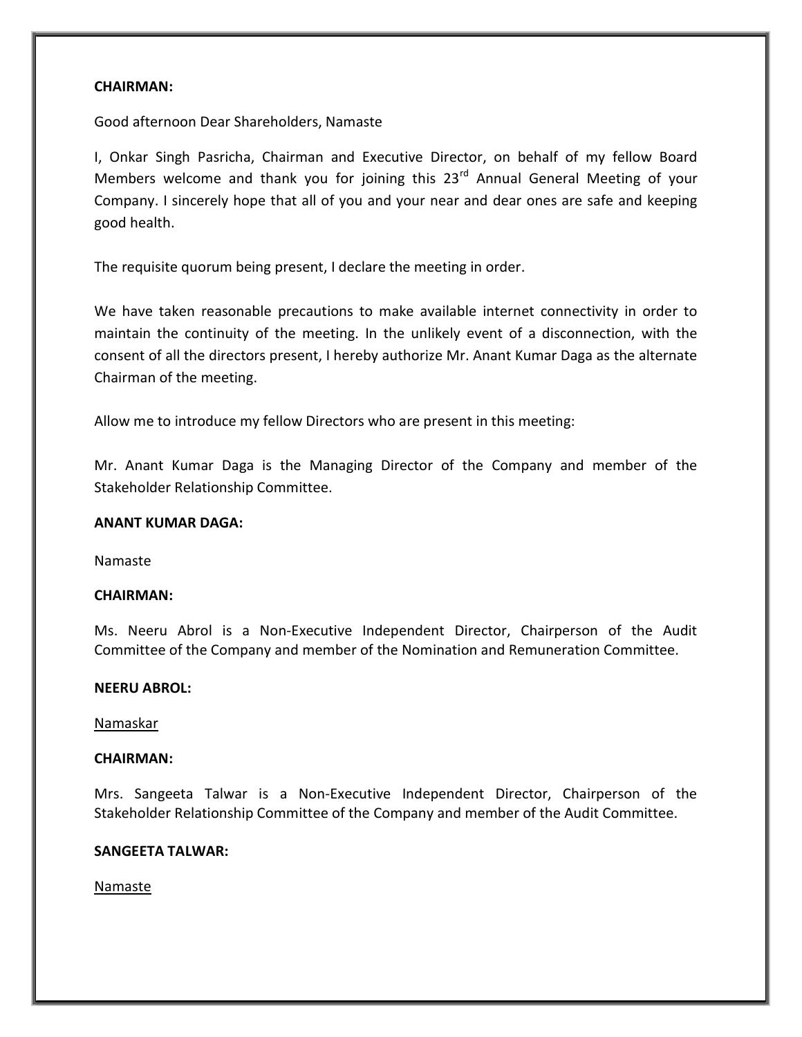**CHAIRMAN:**

Good afternoon Dear Shareholders, Namaste

I, Onkar Singh Pasricha, Chairman and Executive Director, on behalf of my fellow Board Members welcome and thank you for joining this 23rd Annual General Meeting of your Company. I sincerely hope that all of you and your near and dear ones are safe and keeping good health.

The requisite quorum being present, I declare the meeting in order.

We have taken reasonable precautions to make available internet connectivity in order to maintain the continuity of the meeting. In the unlikely event of a disconnection, with the consent of all the directors present, I hereby authorize Mr. Anant Kumar Daga as the alternate Chairman of the meeting.

Allow me to introduce my fellow Directors who are present in this meeting:

Mr. Anant Kumar Daga is the Managing Director of the Company and member of the Stakeholder Relationship Committee.

**ANANT KUMAR DAGA:**

Namaste

**CHAIRMAN:**

Ms. Neeru Abrol is a Non-Executive Independent Director, Chairperson of the Audit Committee of the Company and member of the Nomination and Remuneration Committee.

**NEERU ABROL:**

Namaskar

**CHAIRMAN:**

Mrs. Sangeeta Talwar is a Non-Executive Independent Director, Chairperson of the Stakeholder Relationship Committee of the Company and member of the Audit Committee.

**SANGEETA TALWAR:**

Namaste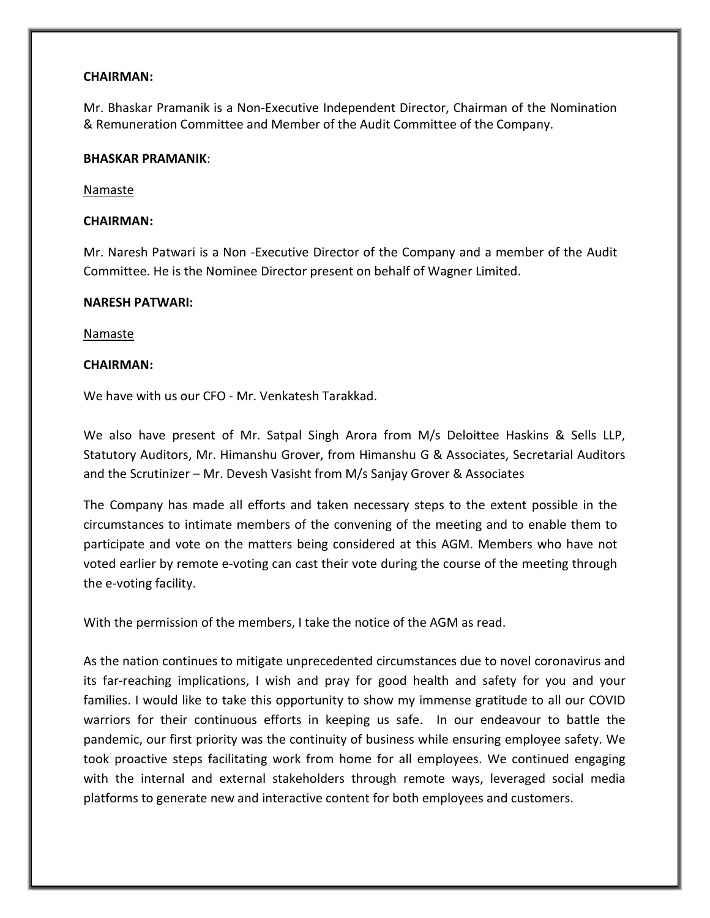**CHAIRMAN:**

Mr. Bhaskar Pramanik is a Non-Executive Independent Director, Chairman of the Nomination & Remuneration Committee and Member of the Audit Committee of the Company.

**BHASKAR PRAMANIK**:

Namaste

**CHAIRMAN:**

Mr. Naresh Patwari is a Non -Executive Director of the Company and a member of the Audit Committee. He is the Nominee Director present on behalf of Wagner Limited.

**NARESH PATWARI:**

Namaste

**CHAIRMAN:**

We have with us our CFO - Mr. Venkatesh Tarakkad.

We also have present of Mr. Satpal Singh Arora from M/s Deloittee Haskins & Sells LLP, Statutory Auditors, Mr. Himanshu Grover, from Himanshu G & Associates, Secretarial Auditors and the Scrutinizer – Mr. Devesh Vasisht from M/s Sanjay Grover & Associates

The Company has made all efforts and taken necessary steps to the extent possible in the circumstances to intimate members of the convening of the meeting and to enable them to participate and vote on the matters being considered at this AGM. Members who have not voted earlier by remote e-voting can cast their vote during the course of the meeting through the e-voting facility.

With the permission of the members, I take the notice of the AGM as read.

As the nation continues to mitigate unprecedented circumstances due to novel coronavirus and its far-reaching implications, I wish and pray for good health and safety for you and your families. I would like to take this opportunity to show my immense gratitude to all our COVID warriors for their continuous efforts in keeping us safe. In our endeavour to battle the pandemic, our first priority was the continuity of business while ensuring employee safety. We took proactive steps facilitating work from home for all employees. We continued engaging with the internal and external stakeholders through remote ways, leveraged social media platforms to generate new and interactive content for both employees and customers.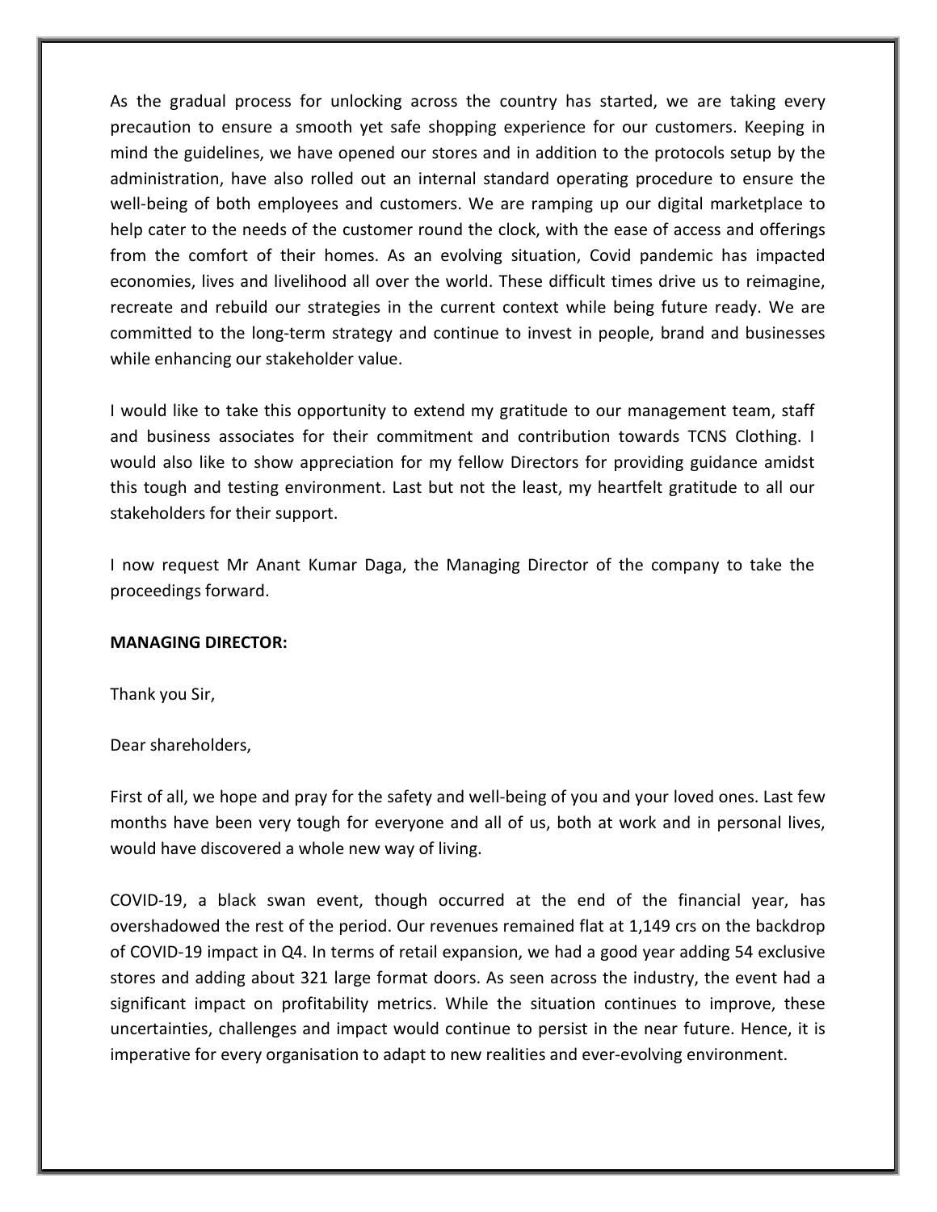As the gradual process for unlocking across the country has started, we are taking every precaution to ensure a smooth yet safe shopping experience for our customers. Keeping in mind the guidelines, we have opened our stores and in addition to the protocols setup by the administration, have also rolled out an internal standard operating procedure to ensure the well-being of both employees and customers. We are ramping up our digital marketplace to help cater to the needs of the customer round the clock, with the ease of access and offerings from the comfort of their homes. As an evolving situation, Covid pandemic has impacted economies, lives and livelihood all over the world. These difficult times drive us to reimagine, recreate and rebuild our strategies in the current context while being future ready. We are committed to the long-term strategy and continue to invest in people, brand and businesses while enhancing our stakeholder value.

I would like to take this opportunity to extend my gratitude to our management team, staff and business associates for their commitment and contribution towards TCNS Clothing. I would also like to show appreciation for my fellow Directors for providing guidance amidst this tough and testing environment. Last but not the least, my heartfelt gratitude to all our stakeholders for their support.

I now request Mr Anant Kumar Daga, the Managing Director of the company to take the proceedings forward.

**MANAGING DIRECTOR:**

Thank you Sir,

Dear shareholders,

First of all, we hope and pray for the safety and well-being of you and your loved ones. Last few months have been very tough for everyone and all of us, both at work and in personal lives, would have discovered a whole new way of living.

COVID-19, a black swan event, though occurred at the end of the financial year, has overshadowed the rest of the period. Our revenues remained flat at 1,149 crs on the backdrop of COVID-19 impact in Q4. In terms of retail expansion, we had a good year adding 54 exclusive stores and adding about 321 large format doors. As seen across the industry, the event had a significant impact on profitability metrics. While the situation continues to improve, these uncertainties, challenges and impact would continue to persist in the near future. Hence, it is imperative for every organisation to adapt to new realities and ever-evolving environment.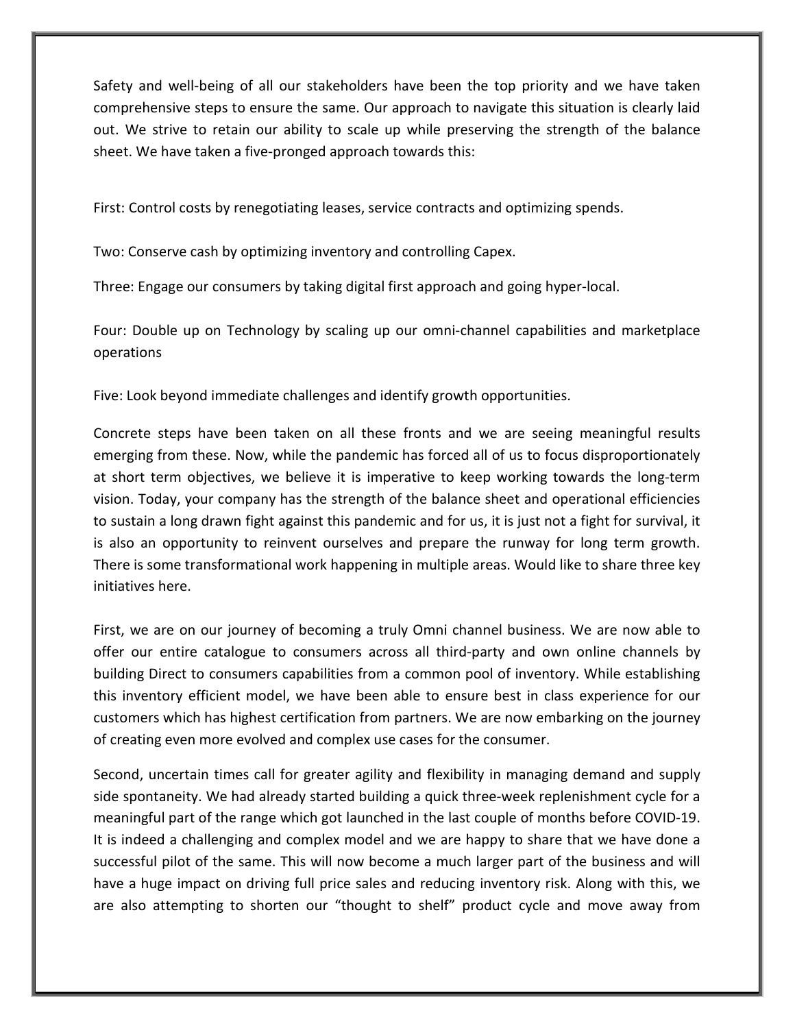Safety and well-being of all our stakeholders have been the top priority and we have taken comprehensive steps to ensure the same. Our approach to navigate this situation is clearly laid out. We strive to retain our ability to scale up while preserving the strength of the balance sheet. We have taken a five-pronged approach towards this:

First: Control costs by renegotiating leases, service contracts and optimizing spends.

Two: Conserve cash by optimizing inventory and controlling Capex.

Three: Engage our consumers by taking digital first approach and going hyper-local.

Four: Double up on Technology by scaling up our omni-channel capabilities and marketplace operations

Five: Look beyond immediate challenges and identify growth opportunities.

Concrete steps have been taken on all these fronts and we are seeing meaningful results emerging from these. Now, while the pandemic has forced all of us to focus disproportionately at short term objectives, we believe it is imperative to keep working towards the long-term vision. Today, your company has the strength of the balance sheet and operational efficiencies to sustain a long drawn fight against this pandemic and for us, it is just not a fight for survival, it is also an opportunity to reinvent ourselves and prepare the runway for long term growth. There is some transformational work happening in multiple areas. Would like to share three key initiatives here.

First, we are on our journey of becoming a truly Omni channel business. We are now able to offer our entire catalogue to consumers across all third-party and own online channels by building Direct to consumers capabilities from a common pool of inventory. While establishing this inventory efficient model, we have been able to ensure best in class experience for our customers which has highest certification from partners. We are now embarking on the journey of creating even more evolved and complex use cases for the consumer.

Second, uncertain times call for greater agility and flexibility in managing demand and supply side spontaneity. We had already started building a quick three-week replenishment cycle for a meaningful part of the range which got launched in the last couple of months before COVID-19. It is indeed a challenging and complex model and we are happy to share that we have done a successful pilot of the same. This will now become a much larger part of the business and will have a huge impact on driving full price sales and reducing inventory risk. Along with this, we are also attempting to shorten our "thought to shelf" product cycle and move away from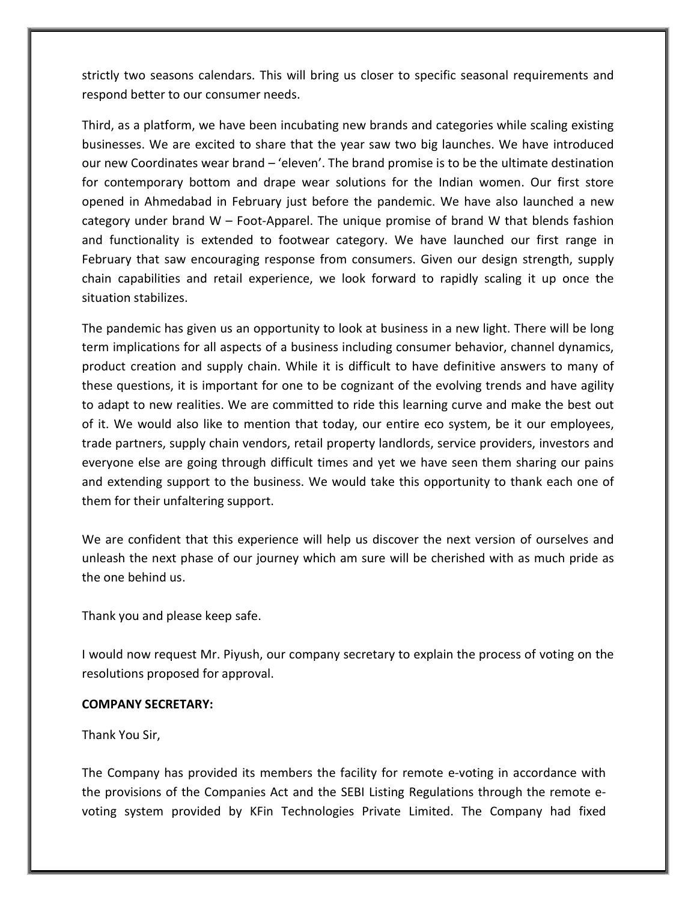strictly two seasons calendars. This will bring us closer to specific seasonal requirements and respond better to our consumer needs.

Third, as a platform, we have been incubating new brands and categories while scaling existing businesses. We are excited to share that the year saw two big launches. We have introduced our new Coordinates wear brand – 'eleven'. The brand promise is to be the ultimate destination for contemporary bottom and drape wear solutions for the Indian women. Our first store opened in Ahmedabad in February just before the pandemic. We have also launched a new category under brand W – Foot-Apparel. The unique promise of brand W that blends fashion and functionality is extended to footwear category. We have launched our first range in February that saw encouraging response from consumers. Given our design strength, supply chain capabilities and retail experience, we look forward to rapidly scaling it up once the situation stabilizes.

The pandemic has given us an opportunity to look at business in a new light. There will be long term implications for all aspects of a business including consumer behavior, channel dynamics, product creation and supply chain. While it is difficult to have definitive answers to many of these questions, it is important for one to be cognizant of the evolving trends and have agility to adapt to new realities. We are committed to ride this learning curve and make the best out of it. We would also like to mention that today, our entire eco system, be it our employees, trade partners, supply chain vendors, retail property landlords, service providers, investors and everyone else are going through difficult times and yet we have seen them sharing our pains and extending support to the business. We would take this opportunity to thank each one of them for their unfaltering support.

We are confident that this experience will help us discover the next version of ourselves and unleash the next phase of our journey which am sure will be cherished with as much pride as the one behind us.

Thank you and please keep safe.

I would now request Mr. Piyush, our company secretary to explain the process of voting on the resolutions proposed for approval.

**COMPANY SECRETARY:**

Thank You Sir,

The Company has provided its members the facility for remote e-voting in accordance with the provisions of the Companies Act and the SEBI Listing Regulations through the remote e-voting system provided by KFin Technologies Private Limited. The Company had fixed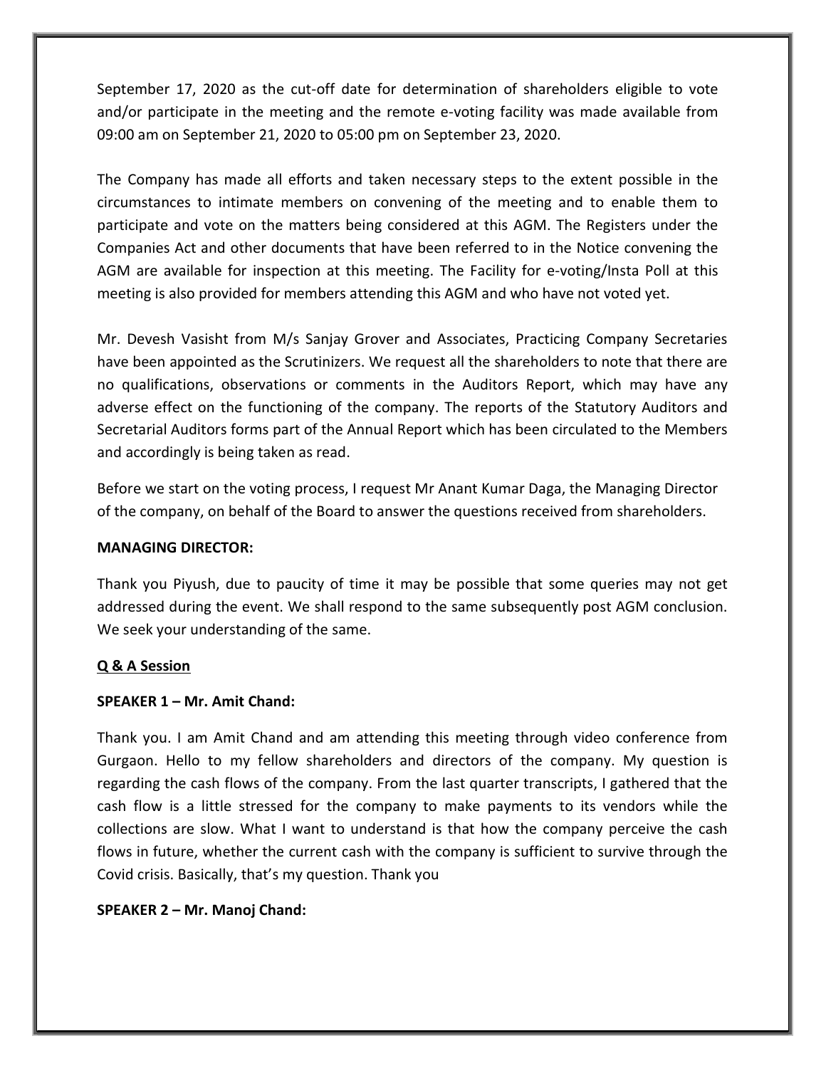September 17, 2020 as the cut-off date for determination of shareholders eligible to vote and/or participate in the meeting and the remote e-voting facility was made available from 09:00 am on September 21, 2020 to 05:00 pm on September 23, 2020.

The Company has made all efforts and taken necessary steps to the extent possible in the circumstances to intimate members on convening of the meeting and to enable them to participate and vote on the matters being considered at this AGM. The Registers under the Companies Act and other documents that have been referred to in the Notice convening the AGM are available for inspection at this meeting. The Facility for e-voting/Insta Poll at this meeting is also provided for members attending this AGM and who have not voted yet.

Mr. Devesh Vasisht from M/s Sanjay Grover and Associates, Practicing Company Secretaries have been appointed as the Scrutinizers. We request all the shareholders to note that there are no qualifications, observations or comments in the Auditors Report, which may have any adverse effect on the functioning of the company. The reports of the Statutory Auditors and Secretarial Auditors forms part of the Annual Report which has been circulated to the Members and accordingly is being taken as read.

Before we start on the voting process, I request Mr Anant Kumar Daga, the Managing Director of the company, on behalf of the Board to answer the questions received from shareholders.

**MANAGING DIRECTOR:**

Thank you Piyush, due to paucity of time it may be possible that some queries may not get addressed during the event. We shall respond to the same subsequently post AGM conclusion. We seek your understanding of the same.

**Q & A Session**

**SPEAKER 1 – Mr. Amit Chand:**

Thank you. I am Amit Chand and am attending this meeting through video conference from Gurgaon. Hello to my fellow shareholders and directors of the company. My question is regarding the cash flows of the company. From the last quarter transcripts, I gathered that the cash flow is a little stressed for the company to make payments to its vendors while the collections are slow. What I want to understand is that how the company perceive the cash flows in future, whether the current cash with the company is sufficient to survive through the Covid crisis. Basically, that's my question. Thank you

**SPEAKER 2 – Mr. Manoj Chand:**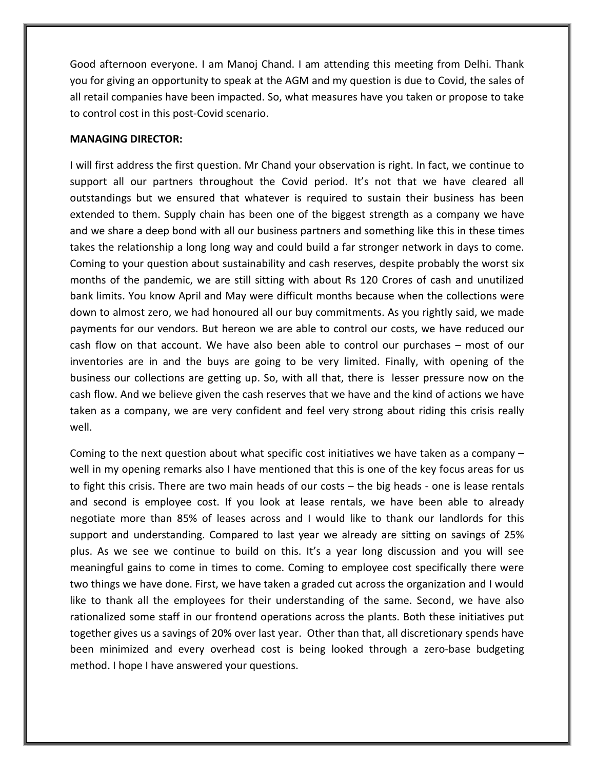Good afternoon everyone. I am Manoj Chand. I am attending this meeting from Delhi. Thank you for giving an opportunity to speak at the AGM and my question is due to Covid, the sales of all retail companies have been impacted. So, what measures have you taken or propose to take to control cost in this post-Covid scenario.

**MANAGING DIRECTOR:**

I will first address the first question. Mr Chand your observation is right. In fact, we continue to support all our partners throughout the Covid period. It's not that we have cleared all outstandings but we ensured that whatever is required to sustain their business has been extended to them. Supply chain has been one of the biggest strength as a company we have and we share a deep bond with all our business partners and something like this in these times takes the relationship a long long way and could build a far stronger network in days to come. Coming to your question about sustainability and cash reserves, despite probably the worst six months of the pandemic, we are still sitting with about Rs 120 Crores of cash and unutilized bank limits. You know April and May were difficult months because when the collections were down to almost zero, we had honoured all our buy commitments. As you rightly said, we made payments for our vendors. But hereon we are able to control our costs, we have reduced our cash flow on that account. We have also been able to control our purchases – most of our inventories are in and the buys are going to be very limited. Finally, with opening of the business our collections are getting up. So, with all that, there is lesser pressure now on the cash flow. And we believe given the cash reserves that we have and the kind of actions we have taken as a company, we are very confident and feel very strong about riding this crisis really well.

Coming to the next question about what specific cost initiatives we have taken as a company – well in my opening remarks also I have mentioned that this is one of the key focus areas for us to fight this crisis. There are two main heads of our costs – the big heads - one is lease rentals and second is employee cost. If you look at lease rentals, we have been able to already negotiate more than 85% of leases across and I would like to thank our landlords for this support and understanding. Compared to last year we already are sitting on savings of 25% plus. As we see we continue to build on this. It's a year long discussion and you will see meaningful gains to come in times to come. Coming to employee cost specifically there were two things we have done. First, we have taken a graded cut across the organization and I would like to thank all the employees for their understanding of the same. Second, we have also rationalized some staff in our frontend operations across the plants. Both these initiatives put together gives us a savings of 20% over last year. Other than that, all discretionary spends have been minimized and every overhead cost is being looked through a zero-base budgeting method. I hope I have answered your questions.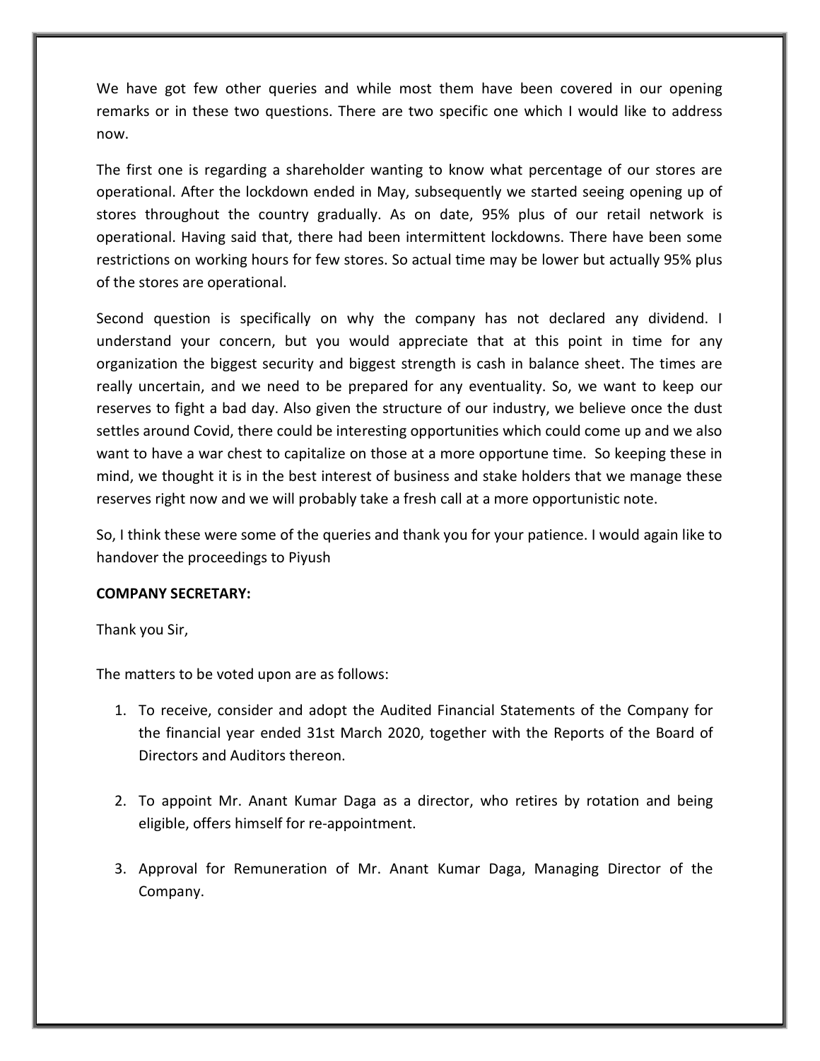We have got few other queries and while most them have been covered in our opening remarks or in these two questions. There are two specific one which I would like to address now.

The first one is regarding a shareholder wanting to know what percentage of our stores are operational. After the lockdown ended in May, subsequently we started seeing opening up of stores throughout the country gradually. As on date, 95% plus of our retail network is operational. Having said that, there had been intermittent lockdowns. There have been some restrictions on working hours for few stores. So actual time may be lower but actually 95% plus of the stores are operational.

Second question is specifically on why the company has not declared any dividend. I understand your concern, but you would appreciate that at this point in time for any organization the biggest security and biggest strength is cash in balance sheet. The times are really uncertain, and we need to be prepared for any eventuality. So, we want to keep our reserves to fight a bad day. Also given the structure of our industry, we believe once the dust settles around Covid, there could be interesting opportunities which could come up and we also want to have a war chest to capitalize on those at a more opportune time. So keeping these in mind, we thought it is in the best interest of business and stake holders that we manage these reserves right now and we will probably take a fresh call at a more opportunistic note.

So, I think these were some of the queries and thank you for your patience. I would again like to handover the proceedings to Piyush

**COMPANY SECRETARY:**

Thank you Sir,

The matters to be voted upon are as follows:

1. To receive, consider and adopt the Audited Financial Statements of the Company for the financial year ended 31st March 2020, together with the Reports of the Board of Directors and Auditors thereon.

2. To appoint Mr. Anant Kumar Daga as a director, who retires by rotation and being eligible, offers himself for re-appointment.

3. Approval for Remuneration of Mr. Anant Kumar Daga, Managing Director of the Company.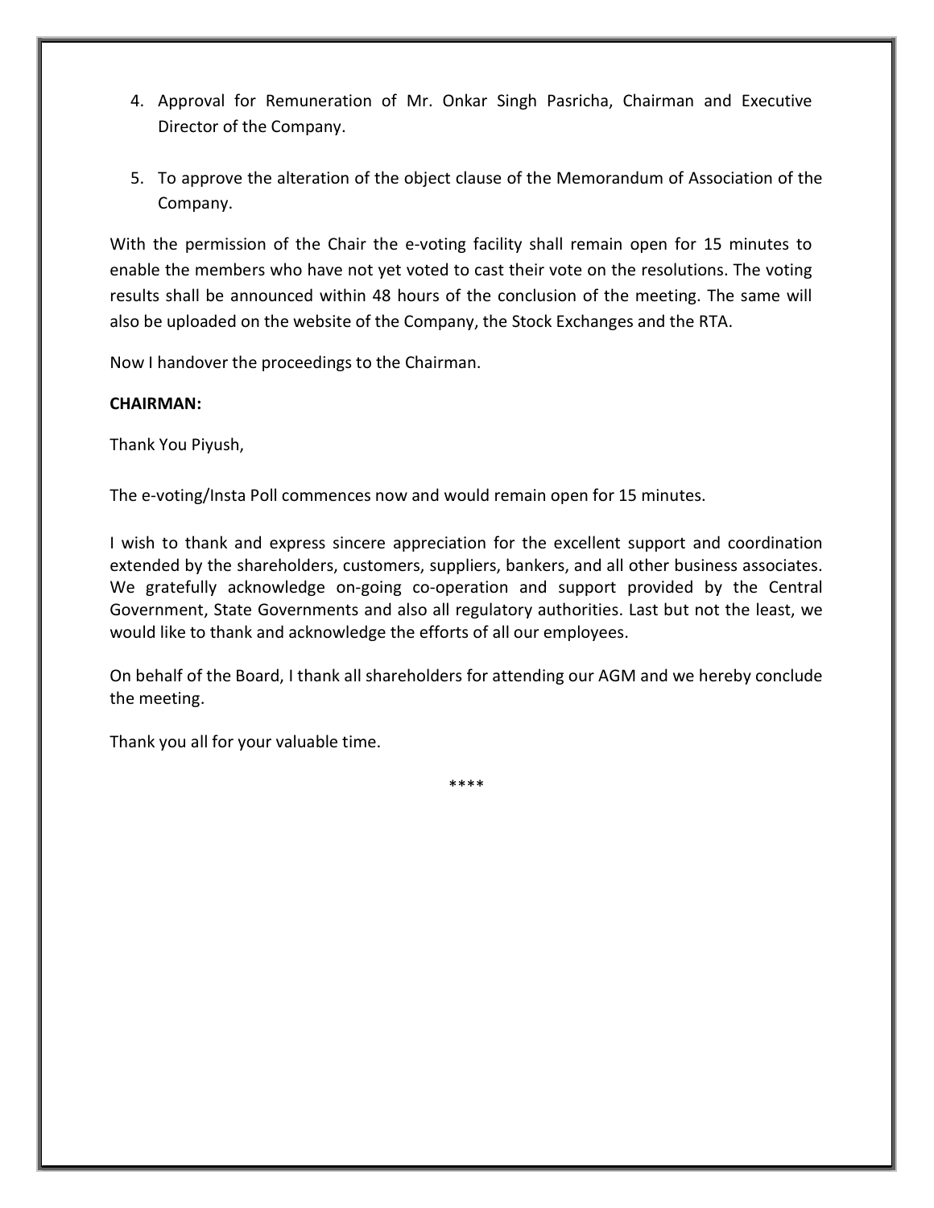4. Approval for Remuneration of Mr. Onkar Singh Pasricha, Chairman and Executive Director of the Company.

5. To approve the alteration of the object clause of the Memorandum of Association of the Company.

With the permission of the Chair the e-voting facility shall remain open for 15 minutes to enable the members who have not yet voted to cast their vote on the resolutions. The voting results shall be announced within 48 hours of the conclusion of the meeting. The same will also be uploaded on the website of the Company, the Stock Exchanges and the RTA.

Now I handover the proceedings to the Chairman.

**CHAIRMAN:**

Thank You Piyush,

The e-voting/Insta Poll commences now and would remain open for 15 minutes.

I wish to thank and express sincere appreciation for the excellent support and coordination extended by the shareholders, customers, suppliers, bankers, and all other business associates. We gratefully acknowledge on-going co-operation and support provided by the Central Government, State Governments and also all regulatory authorities. Last but not the least, we would like to thank and acknowledge the efforts of all our employees.

On behalf of the Board, I thank all shareholders for attending our AGM and we hereby conclude the meeting.

Thank you all for your valuable time.

****